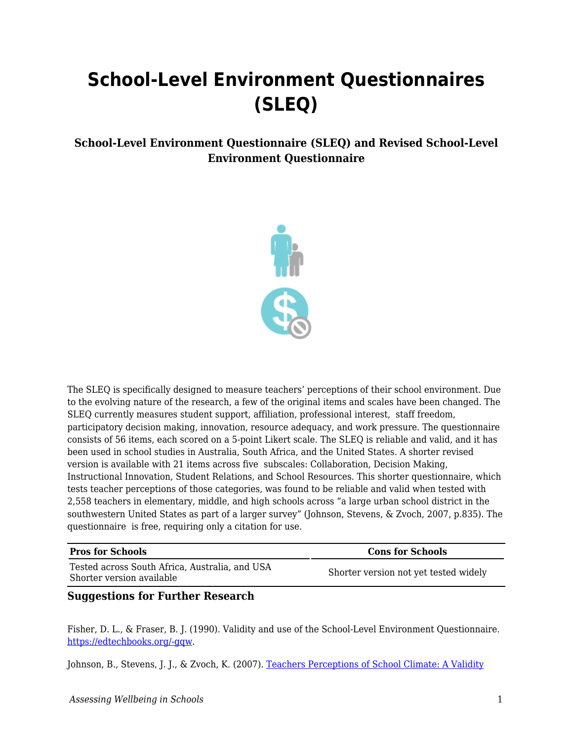# School-Level Environment Questionnaires (SLEQ)

### School-Level Environment Questionnaire (SLEQ) and Revised School-Level Environment Questionnaire

The SLEQ is specifically designed to measure teachers' perceptions of their school environment. Due to the evolving nature of the research, a few of the original items and scales have been changed. The SLEQ currently measures student support, affiliation, professional interest, staff freedom, participatory decision making, innovation, resource adequacy, and work pressure. The questionnaire consists of 56 items, each scored on a 5-point Likert scale. The SLEQ is reliable and valid, and it has been used in school studies in Australia, South Africa, and the United States. A shorter revised version is available with 21 items across five subscales: Collaboration, Decision Making, Instructional Innovation, Student Relations, and School Resources. This shorter questionnaire, which tests teacher perceptions of those categories, was found to be reliable and valid when tested with 2,558 teachers in elementary, middle, and high schools across "a large urban school district in the southwestern United States as part of a larger survey" (Johnson, Stevens, & Zvoch, 2007, p.835). The questionnaire is free, requiring only a citation for use.

| Pros for Schools | Cons for Schools |
| --- | --- |
| Tested across South Africa, Australia, and USA<br>Shorter version available | Shorter version not yet tested widely |

### Suggestions for Further Research

Fisher, D. L., & Fraser, B. J. (1990). Validity and use of the School-Level Environment Questionnaire. https://edtechbooks.org/-gqw.

Johnson, B., Stevens, J. J., & Zvoch, K. (2007). Teachers Perceptions of School Climate: A Validity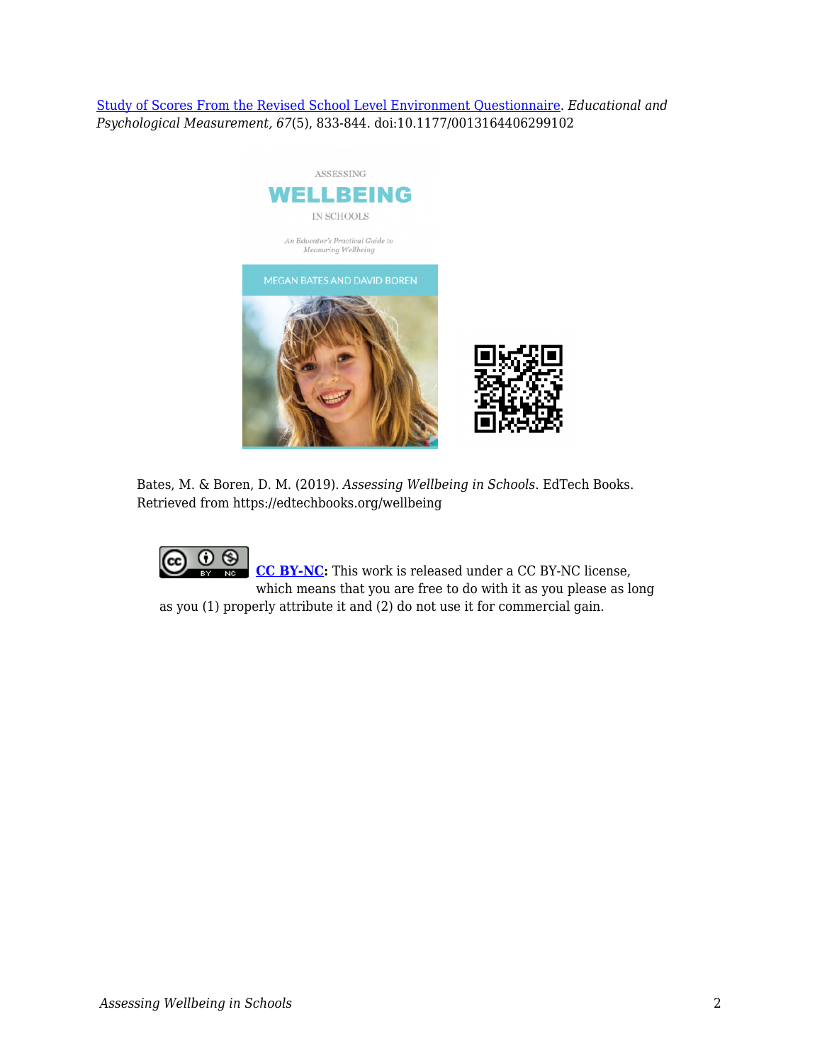[Study of Scores From the Revised School Level Environment Questionnaire](). *Educational and Psychological Measurement, 67*(5), 833-844. doi:10.1177/0013164406299102

Bates, M. & Boren, D. M. (2019). *Assessing Wellbeing in Schools*. EdTech Books. Retrieved from https://edtechbooks.org/wellbeing

**[CC BY-NC]():** This work is released under a CC BY-NC license, which means that you are free to do with it as you please as long as you (1) properly attribute it and (2) do not use it for commercial gain.